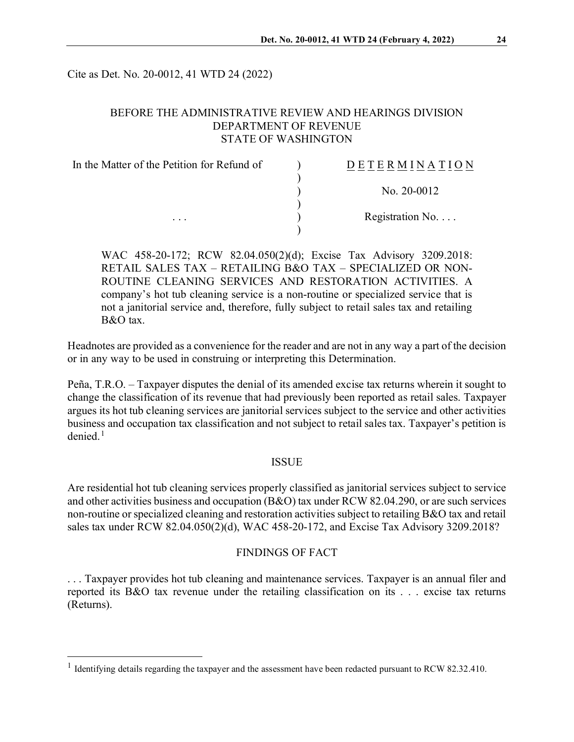Cite as Det. No. 20-0012, 41 WTD 24 (2022)

BEFORE THE ADMINISTRATIVE REVIEW AND HEARINGS DIVISION
DEPARTMENT OF REVENUE
STATE OF WASHINGTON

| | | |
|---|---|---|
| In the Matter of the Petition for Refund of | ) | D E T E R M I N A T I O N |
| | ) | |
| | ) | No. 20-0012 |
| | ) | |
| . . . | ) | Registration No. . . . |
| | ) | |

WAC 458-20-172; RCW 82.04.050(2)(d); Excise Tax Advisory 3209.2018: RETAIL SALES TAX – RETAILING B&O TAX – SPECIALIZED OR NON-ROUTINE CLEANING SERVICES AND RESTORATION ACTIVITIES. A company's hot tub cleaning service is a non-routine or specialized service that is not a janitorial service and, therefore, fully subject to retail sales tax and retailing B&O tax.

Headnotes are provided as a convenience for the reader and are not in any way a part of the decision or in any way to be used in construing or interpreting this Determination.

Peña, T.R.O. – Taxpayer disputes the denial of its amended excise tax returns wherein it sought to change the classification of its revenue that had previously been reported as retail sales. Taxpayer argues its hot tub cleaning services are janitorial services subject to the service and other activities business and occupation tax classification and not subject to retail sales tax. Taxpayer's petition is denied.[1]

## ISSUE

Are residential hot tub cleaning services properly classified as janitorial services subject to service and other activities business and occupation (B&O) tax under RCW 82.04.290, or are such services non-routine or specialized cleaning and restoration activities subject to retailing B&O tax and retail sales tax under RCW 82.04.050(2)(d), WAC 458-20-172, and Excise Tax Advisory 3209.2018?

## FINDINGS OF FACT

. . . Taxpayer provides hot tub cleaning and maintenance services. Taxpayer is an annual filer and reported its B&O tax revenue under the retailing classification on its . . . excise tax returns (Returns).

---

[1] Identifying details regarding the taxpayer and the assessment have been redacted pursuant to RCW 82.32.410.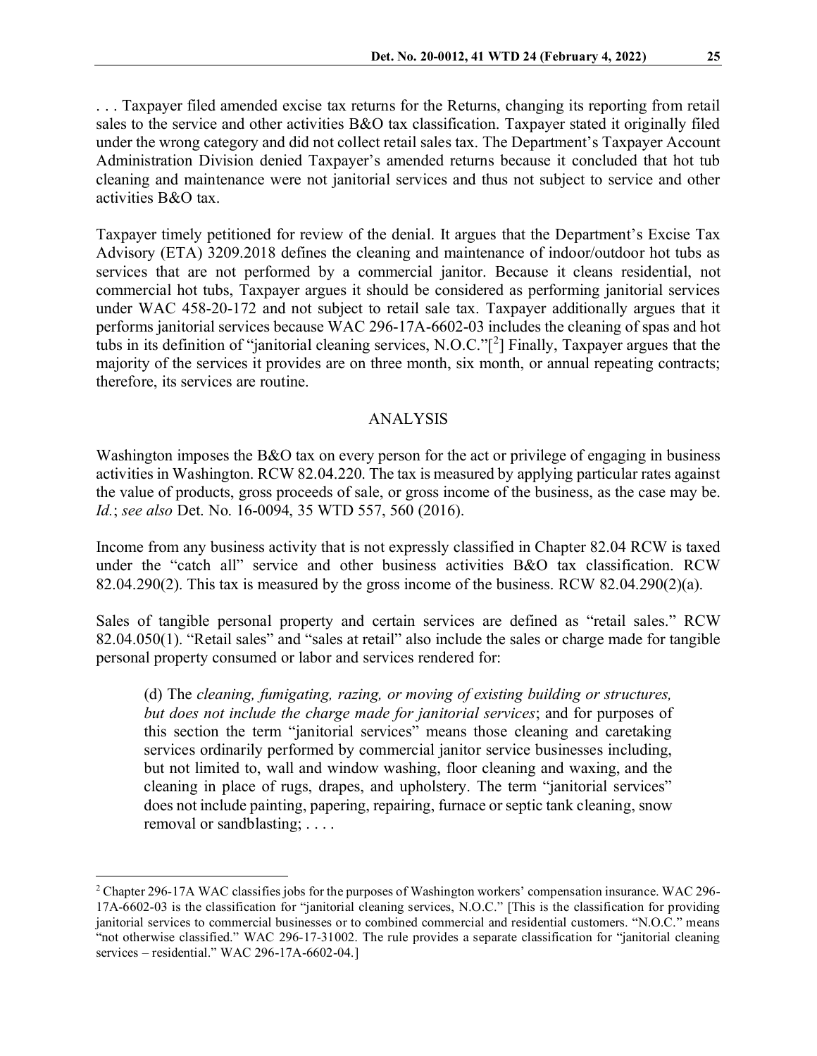. . . Taxpayer filed amended excise tax returns for the Returns, changing its reporting from retail sales to the service and other activities B&O tax classification. Taxpayer stated it originally filed under the wrong category and did not collect retail sales tax. The Department's Taxpayer Account Administration Division denied Taxpayer's amended returns because it concluded that hot tub cleaning and maintenance were not janitorial services and thus not subject to service and other activities B&O tax.

Taxpayer timely petitioned for review of the denial. It argues that the Department's Excise Tax Advisory (ETA) 3209.2018 defines the cleaning and maintenance of indoor/outdoor hot tubs as services that are not performed by a commercial janitor. Because it cleans residential, not commercial hot tubs, Taxpayer argues it should be considered as performing janitorial services under WAC 458-20-172 and not subject to retail sale tax. Taxpayer additionally argues that it performs janitorial services because WAC 296-17A-6602-03 includes the cleaning of spas and hot tubs in its definition of "janitorial cleaning services, N.O.C."[2] Finally, Taxpayer argues that the majority of the services it provides are on three month, six month, or annual repeating contracts; therefore, its services are routine.

## ANALYSIS

Washington imposes the B&O tax on every person for the act or privilege of engaging in business activities in Washington. RCW 82.04.220. The tax is measured by applying particular rates against the value of products, gross proceeds of sale, or gross income of the business, as the case may be. *Id.*; *see also* Det. No. 16-0094, 35 WTD 557, 560 (2016).

Income from any business activity that is not expressly classified in Chapter 82.04 RCW is taxed under the "catch all" service and other business activities B&O tax classification. RCW 82.04.290(2). This tax is measured by the gross income of the business. RCW 82.04.290(2)(a).

Sales of tangible personal property and certain services are defined as "retail sales." RCW 82.04.050(1). "Retail sales" and "sales at retail" also include the sales or charge made for tangible personal property consumed or labor and services rendered for:

> (d) The *cleaning, fumigating, razing, or moving of existing building or structures, but does not include the charge made for janitorial services*; and for purposes of this section the term "janitorial services" means those cleaning and caretaking services ordinarily performed by commercial janitor service businesses including, but not limited to, wall and window washing, floor cleaning and waxing, and the cleaning in place of rugs, drapes, and upholstery. The term "janitorial services" does not include painting, papering, repairing, furnace or septic tank cleaning, snow removal or sandblasting; . . . .

---

[2] Chapter 296-17A WAC classifies jobs for the purposes of Washington workers' compensation insurance. WAC 296-17A-6602-03 is the classification for "janitorial cleaning services, N.O.C." [This is the classification for providing janitorial services to commercial businesses or to combined commercial and residential customers. "N.O.C." means "not otherwise classified." WAC 296-17-31002. The rule provides a separate classification for "janitorial cleaning services – residential." WAC 296-17A-6602-04.]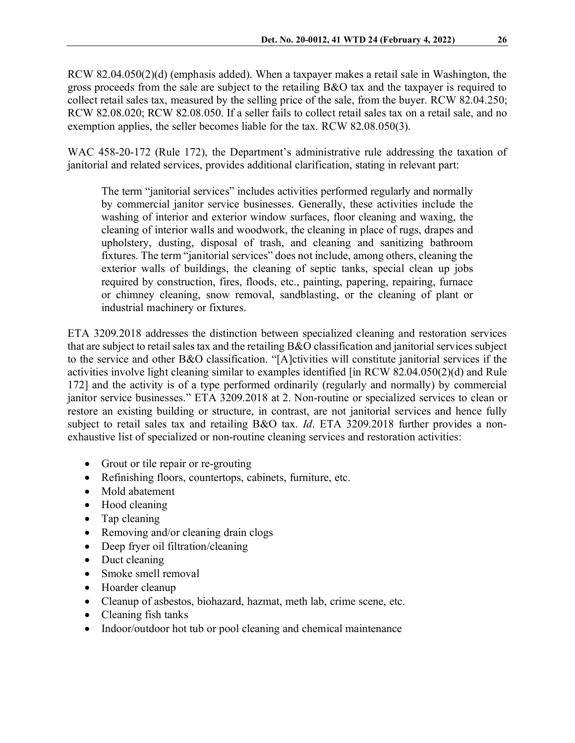RCW 82.04.050(2)(d) (emphasis added). When a taxpayer makes a retail sale in Washington, the gross proceeds from the sale are subject to the retailing B&O tax and the taxpayer is required to collect retail sales tax, measured by the selling price of the sale, from the buyer. RCW 82.04.250; RCW 82.08.020; RCW 82.08.050. If a seller fails to collect retail sales tax on a retail sale, and no exemption applies, the seller becomes liable for the tax. RCW 82.08.050(3).

WAC 458-20-172 (Rule 172), the Department's administrative rule addressing the taxation of janitorial and related services, provides additional clarification, stating in relevant part:

> The term "janitorial services" includes activities performed regularly and normally by commercial janitor service businesses. Generally, these activities include the washing of interior and exterior window surfaces, floor cleaning and waxing, the cleaning of interior walls and woodwork, the cleaning in place of rugs, drapes and upholstery, dusting, disposal of trash, and cleaning and sanitizing bathroom fixtures. The term "janitorial services" does not include, among others, cleaning the exterior walls of buildings, the cleaning of septic tanks, special clean up jobs required by construction, fires, floods, etc., painting, papering, repairing, furnace or chimney cleaning, snow removal, sandblasting, or the cleaning of plant or industrial machinery or fixtures.

ETA 3209.2018 addresses the distinction between specialized cleaning and restoration services that are subject to retail sales tax and the retailing B&O classification and janitorial services subject to the service and other B&O classification. "[A]ctivities will constitute janitorial services if the activities involve light cleaning similar to examples identified [in RCW 82.04.050(2)(d) and Rule 172] and the activity is of a type performed ordinarily (regularly and normally) by commercial janitor service businesses." ETA 3209.2018 at 2. Non-routine or specialized services to clean or restore an existing building or structure, in contrast, are not janitorial services and hence fully subject to retail sales tax and retailing B&O tax. *Id*. ETA 3209.2018 further provides a non-exhaustive list of specialized or non-routine cleaning services and restoration activities:

- Grout or tile repair or re-grouting
- Refinishing floors, countertops, cabinets, furniture, etc.
- Mold abatement
- Hood cleaning
- Tap cleaning
- Removing and/or cleaning drain clogs
- Deep fryer oil filtration/cleaning
- Duct cleaning
- Smoke smell removal
- Hoarder cleanup
- Cleanup of asbestos, biohazard, hazmat, meth lab, crime scene, etc.
- Cleaning fish tanks
- Indoor/outdoor hot tub or pool cleaning and chemical maintenance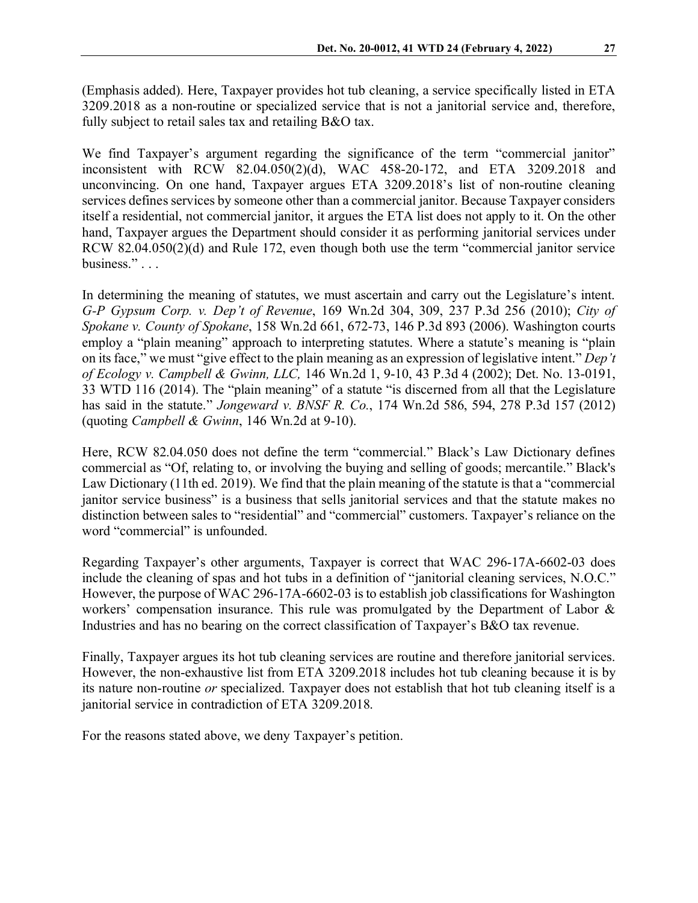(Emphasis added). Here, Taxpayer provides hot tub cleaning, a service specifically listed in ETA 3209.2018 as a non-routine or specialized service that is not a janitorial service and, therefore, fully subject to retail sales tax and retailing B&O tax.

We find Taxpayer's argument regarding the significance of the term "commercial janitor" inconsistent with RCW 82.04.050(2)(d), WAC 458-20-172, and ETA 3209.2018 and unconvincing. On one hand, Taxpayer argues ETA 3209.2018's list of non-routine cleaning services defines services by someone other than a commercial janitor. Because Taxpayer considers itself a residential, not commercial janitor, it argues the ETA list does not apply to it. On the other hand, Taxpayer argues the Department should consider it as performing janitorial services under RCW 82.04.050(2)(d) and Rule 172, even though both use the term "commercial janitor service business." . . .

In determining the meaning of statutes, we must ascertain and carry out the Legislature's intent. *G-P Gypsum Corp. v. Dep't of Revenue*, 169 Wn.2d 304, 309, 237 P.3d 256 (2010); *City of Spokane v. County of Spokane*, 158 Wn.2d 661, 672-73, 146 P.3d 893 (2006). Washington courts employ a "plain meaning" approach to interpreting statutes. Where a statute's meaning is "plain on its face," we must "give effect to the plain meaning as an expression of legislative intent." *Dep't of Ecology v. Campbell & Gwinn, LLC,* 146 Wn.2d 1, 9-10, 43 P.3d 4 (2002); Det. No. 13-0191, 33 WTD 116 (2014). The "plain meaning" of a statute "is discerned from all that the Legislature has said in the statute." *Jongeward v. BNSF R. Co.*, 174 Wn.2d 586, 594, 278 P.3d 157 (2012) (quoting *Campbell & Gwinn*, 146 Wn.2d at 9-10).

Here, RCW 82.04.050 does not define the term "commercial." Black's Law Dictionary defines commercial as "Of, relating to, or involving the buying and selling of goods; mercantile." Black's Law Dictionary (11th ed. 2019). We find that the plain meaning of the statute is that a "commercial janitor service business" is a business that sells janitorial services and that the statute makes no distinction between sales to "residential" and "commercial" customers. Taxpayer's reliance on the word "commercial" is unfounded.

Regarding Taxpayer's other arguments, Taxpayer is correct that WAC 296-17A-6602-03 does include the cleaning of spas and hot tubs in a definition of "janitorial cleaning services, N.O.C." However, the purpose of WAC 296-17A-6602-03 is to establish job classifications for Washington workers' compensation insurance. This rule was promulgated by the Department of Labor & Industries and has no bearing on the correct classification of Taxpayer's B&O tax revenue.

Finally, Taxpayer argues its hot tub cleaning services are routine and therefore janitorial services. However, the non-exhaustive list from ETA 3209.2018 includes hot tub cleaning because it is by its nature non-routine *or* specialized. Taxpayer does not establish that hot tub cleaning itself is a janitorial service in contradiction of ETA 3209.2018.

For the reasons stated above, we deny Taxpayer's petition.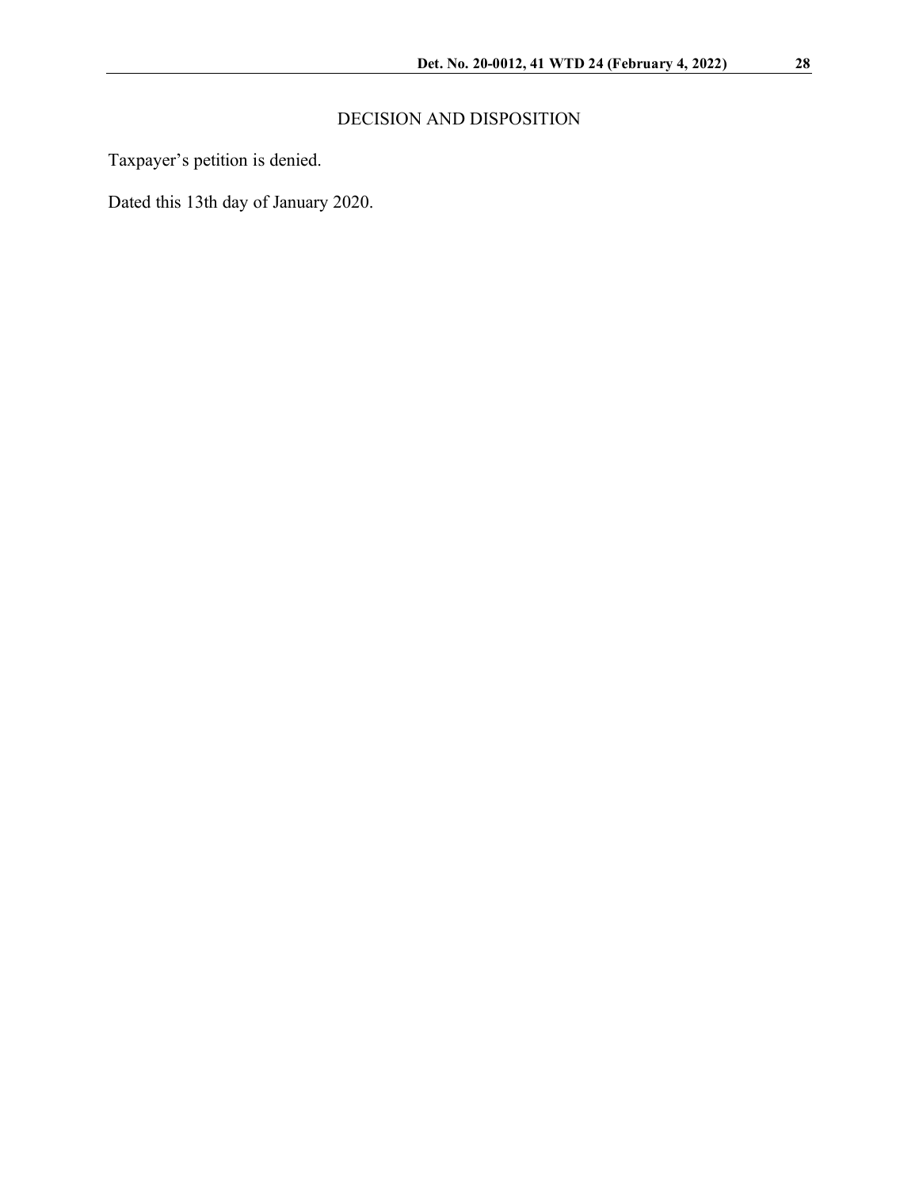## DECISION AND DISPOSITION

Taxpayer's petition is denied.

Dated this 13th day of January 2020.